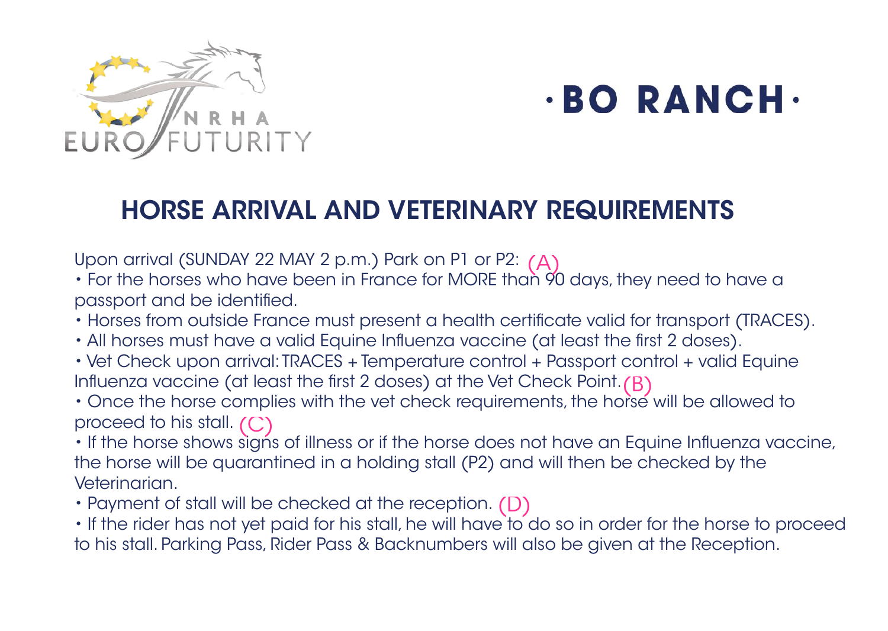NRHA EURO FUTURITY

**·BO RANCH·**

## HORSE ARRIVAL AND VETERINARY REQUIREMENTS

Upon arrival (SUNDAY 22 MAY 2 p.m.) Park on P1 or P2: (A)

- For the horses who have been in France for MORE than 90 days, they need to have a passport and be identified.
- Horses from outside France must present a health certificate valid for transport (TRACES).
- All horses must have a valid Equine Influenza vaccine (at least the first 2 doses).
- Vet Check upon arrival: TRACES + Temperature control + Passport control + valid Equine Influenza vaccine (at least the first 2 doses) at the Vet Check Point. (B)
- Once the horse complies with the vet check requirements, the horse will be allowed to proceed to his stall. (C)
- If the horse shows signs of illness or if the horse does not have an Equine Influenza vaccine, the horse will be quarantined in a holding stall (P2) and will then be checked by the Veterinarian.
- Payment of stall will be checked at the reception. (D)
- If the rider has not yet paid for his stall, he will have to do so in order for the horse to proceed to his stall. Parking Pass, Rider Pass & Backnumbers will also be given at the Reception.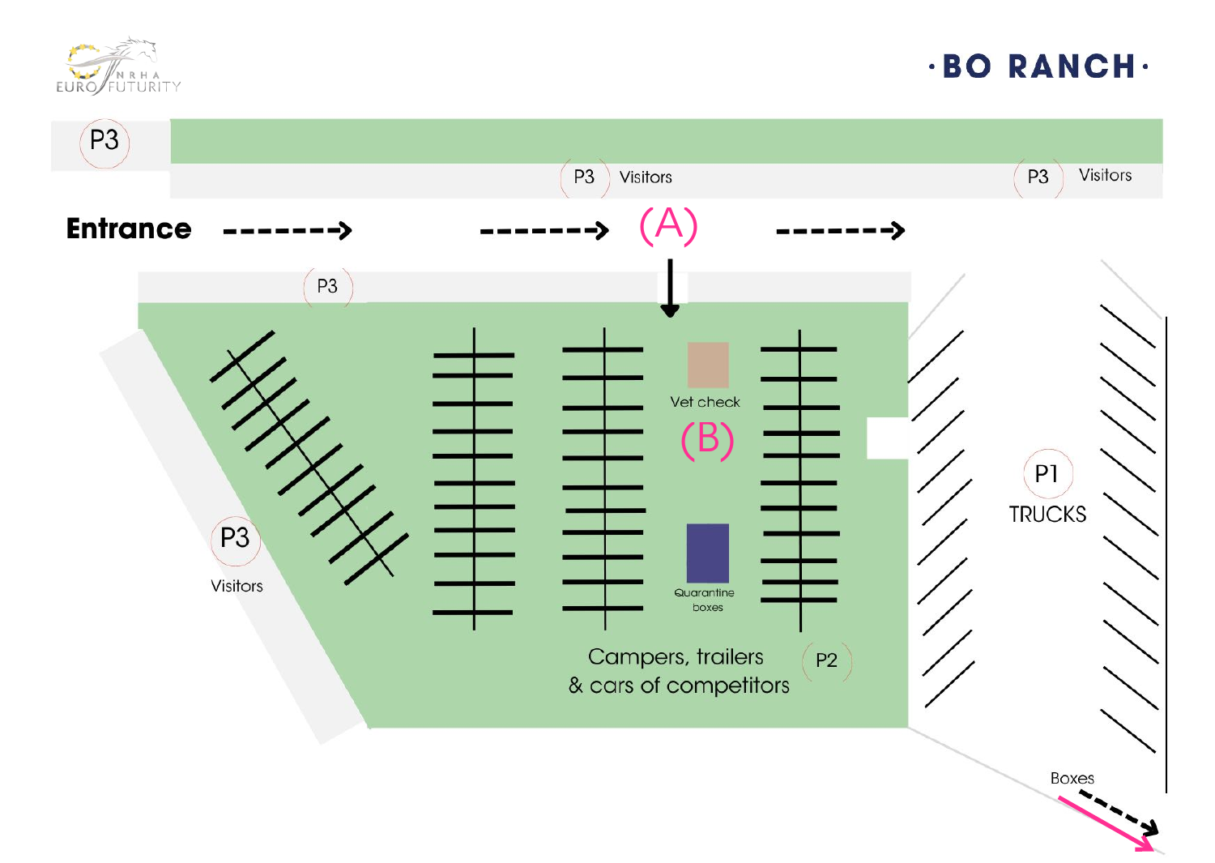**·BO RANCH·**

P3

P3 Visitors

P3 Visitors

**Entrance**

(A)

P3

Vet check

(B)

Quarantine boxes

P3

Visitors

P1

TRUCKS

Campers, trailers & cars of competitors

P2

Boxes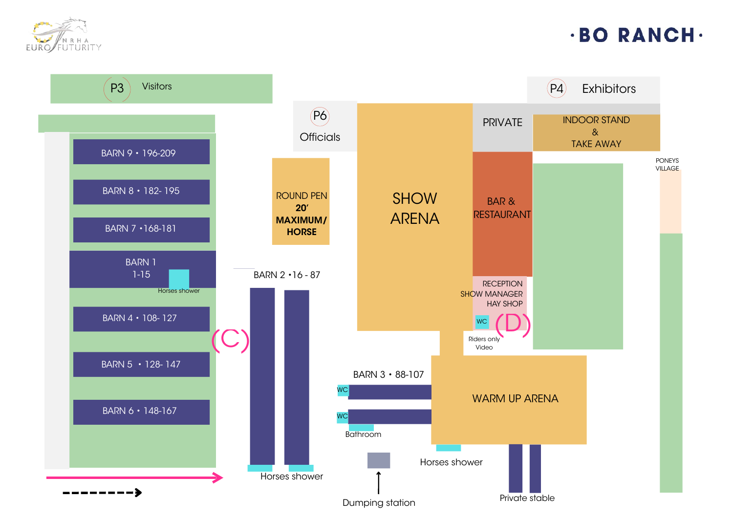NRHA EURO FUTURITY

# ·BO RANCH·

P3 Visitors

P6 Officials

P4 Exhibitors

PRIVATE

INDOOR STAND & TAKE AWAY

PONEYS VILLAGE

BARN 9 • 196-209

BARN 8 • 182- 195

BARN 7 •168-181

BARN 1 1-15

Horses shower

BARN 4 • 108- 127

BARN 5 • 128- 147

BARN 6 • 148-167

(C)

ROUND PEN **20' MAXIMUM/ HORSE**

BARN 2 •16 - 87

Horses shower

SHOW ARENA

BAR & RESTAURANT

RECEPTION SHOW MANAGER HAY SHOP

WC

(D)

Riders only Video

BARN 3 • 88-107

WC

WC

Bathroom

WARM UP ARENA

Horses shower

Dumping station

Private stable